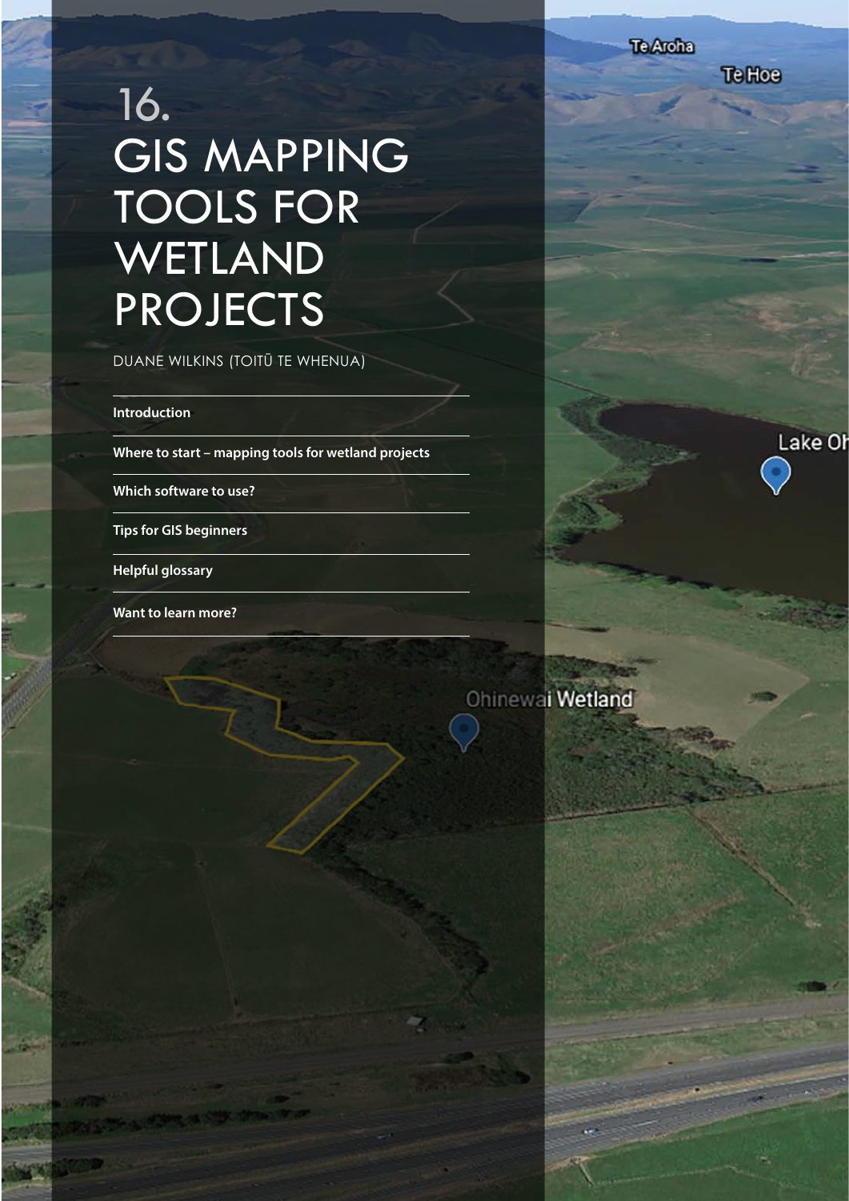# 16. GIS MAPPING TOOLS FOR WETLAND PROJECTS

DUANE WILKINS (TOITŪ TE WHENUA)

- **Introduction**
- **Where to start – mapping tools for wetland projects**
- **Which software to use?**
- **Tips for GIS beginners**
- **Helpful glossary**
- **Want to learn more?**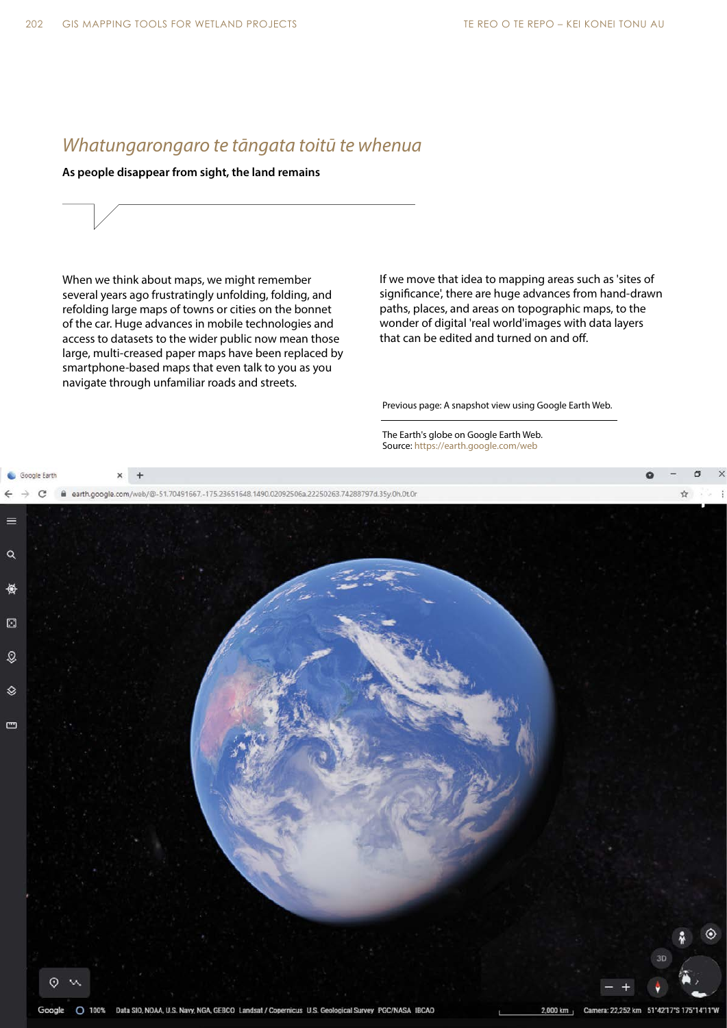## *Whatungarongaro te tāngata toitū te whenua*

**As people disappear from sight, the land remains**

When we think about maps, we might remember several years ago frustratingly unfolding, folding, and refolding large maps of towns or cities on the bonnet of the car. Huge advances in mobile technologies and access to datasets to the wider public now mean those large, multi-creased paper maps have been replaced by smartphone-based maps that even talk to you as you navigate through unfamiliar roads and streets.

If we move that idea to mapping areas such as 'sites of significance', there are huge advances from hand-drawn paths, places, and areas on topographic maps, to the wonder of digital 'real world'images with data layers that can be edited and turned on and off.

Previous page: A snapshot view using Google Earth Web.

The Earth's globe on Google Earth Web.
Source: https://earth.google.com/web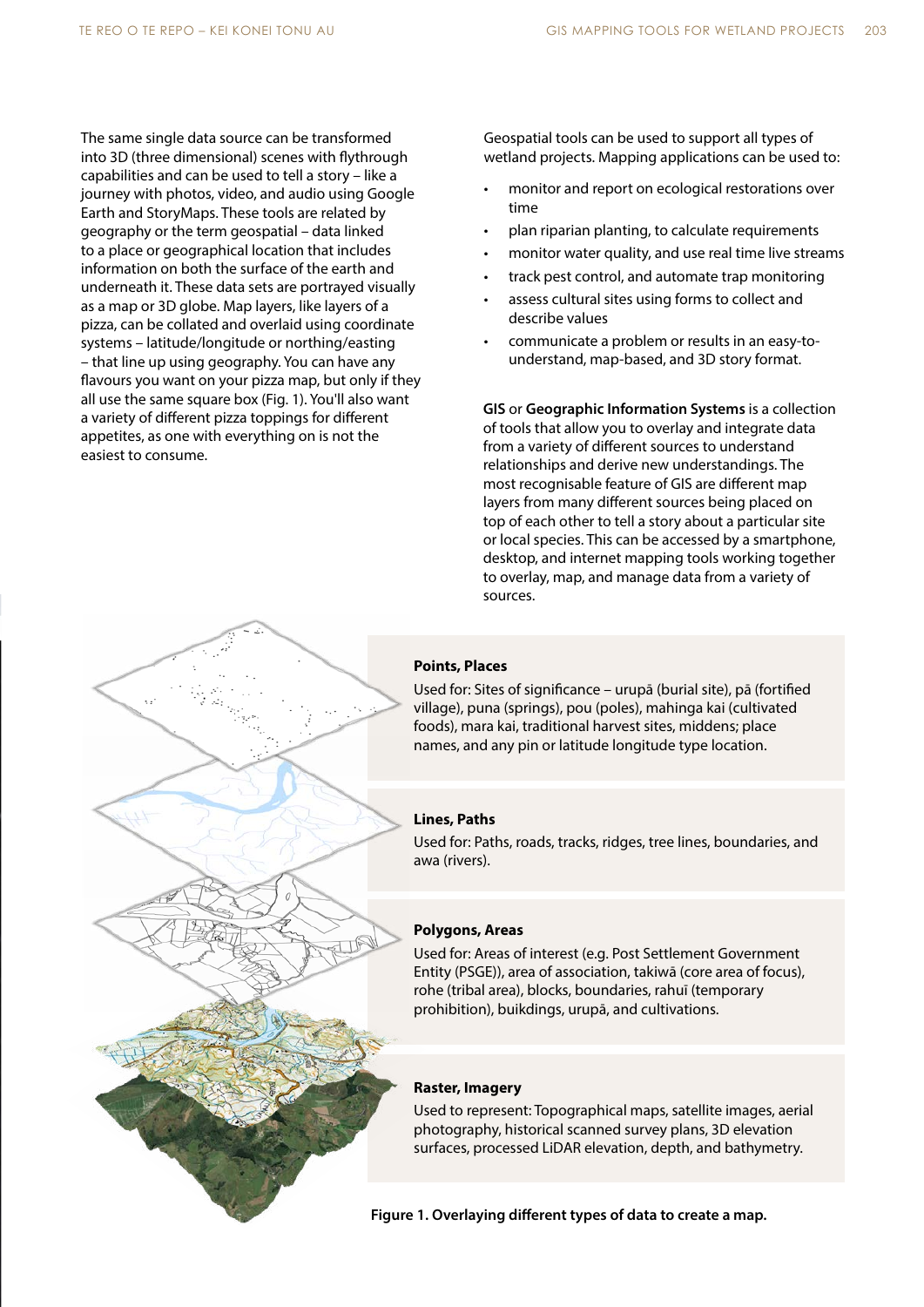The same single data source can be transformed into 3D (three dimensional) scenes with flythrough capabilities and can be used to tell a story – like a journey with photos, video, and audio using Google Earth and StoryMaps. These tools are related by geography or the term geospatial – data linked to a place or geographical location that includes information on both the surface of the earth and underneath it. These data sets are portrayed visually as a map or 3D globe. Map layers, like layers of a pizza, can be collated and overlaid using coordinate systems – latitude/longitude or northing/easting – that line up using geography. You can have any flavours you want on your pizza map, but only if they all use the same square box (Fig. 1). You'll also want a variety of different pizza toppings for different appetites, as one with everything on is not the easiest to consume.

Geospatial tools can be used to support all types of wetland projects. Mapping applications can be used to:

- monitor and report on ecological restorations over time
- plan riparian planting, to calculate requirements
- monitor water quality, and use real time live streams
- track pest control, and automate trap monitoring
- assess cultural sites using forms to collect and describe values
- communicate a problem or results in an easy-to-understand, map-based, and 3D story format.

**GIS** or **Geographic Information Systems** is a collection of tools that allow you to overlay and integrate data from a variety of different sources to understand relationships and derive new understandings. The most recognisable feature of GIS are different map layers from many different sources being placed on top of each other to tell a story about a particular site or local species. This can be accessed by a smartphone, desktop, and internet mapping tools working together to overlay, map, and manage data from a variety of sources.

**Points, Places**

Used for: Sites of significance – urupā (burial site), pā (fortified village), puna (springs), pou (poles), mahinga kai (cultivated foods), mara kai, traditional harvest sites, middens; place names, and any pin or latitude longitude type location.

**Lines, Paths**

Used for: Paths, roads, tracks, ridges, tree lines, boundaries, and awa (rivers).

**Polygons, Areas**

Used for: Areas of interest (e.g. Post Settlement Government Entity (PSGE)), area of association, takiwā (core area of focus), rohe (tribal area), blocks, boundaries, rahuī (temporary prohibition), buikdings, urupā, and cultivations.

**Raster, Imagery**

Used to represent: Topographical maps, satellite images, aerial photography, historical scanned survey plans, 3D elevation surfaces, processed LiDAR elevation, depth, and bathymetry.

**Figure 1. Overlaying different types of data to create a map.**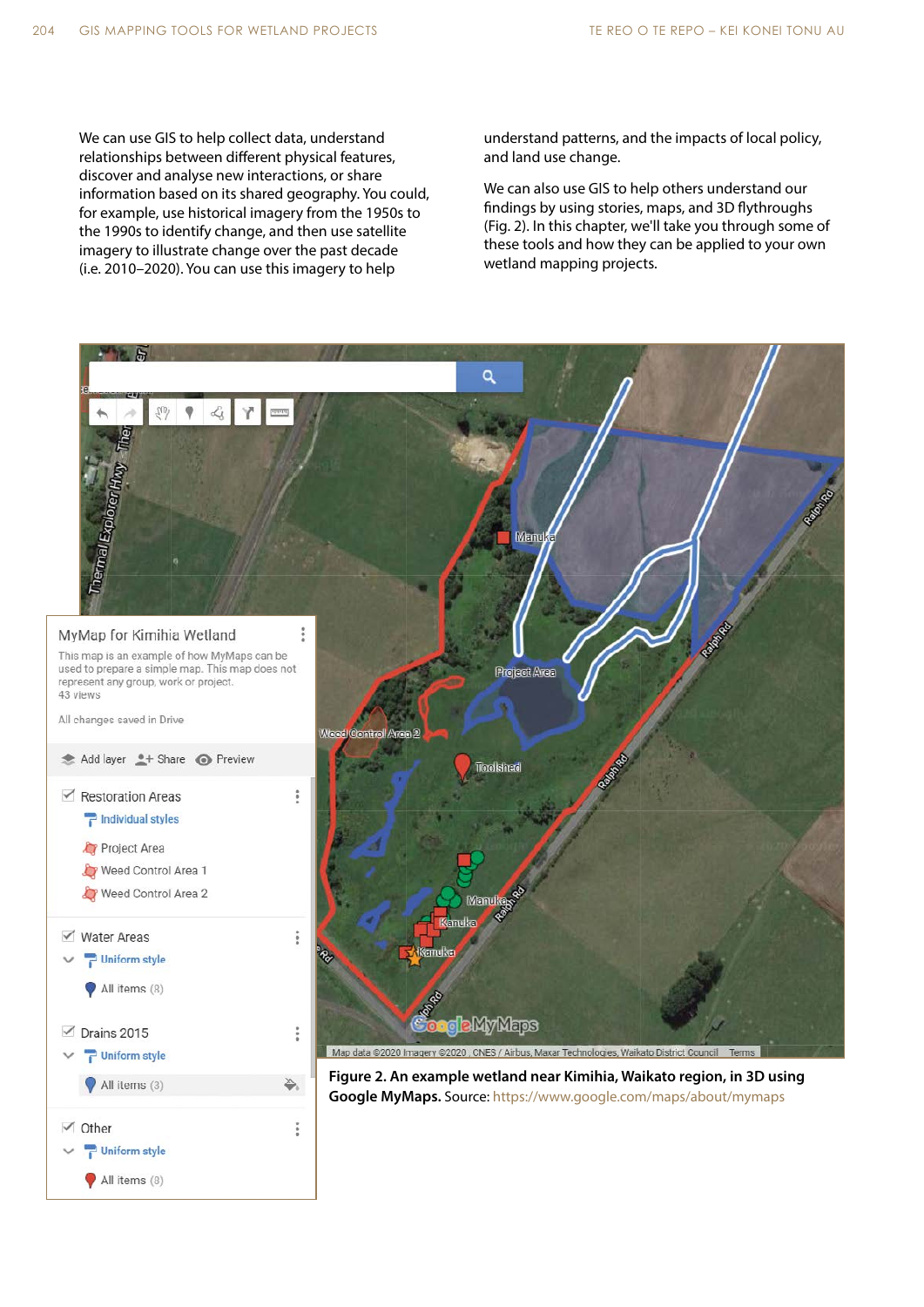We can use GIS to help collect data, understand relationships between different physical features, discover and analyse new interactions, or share information based on its shared geography. You could, for example, use historical imagery from the 1950s to the 1990s to identify change, and then use satellite imagery to illustrate change over the past decade (i.e. 2010–2020). You can use this imagery to help understand patterns, and the impacts of local policy, and land use change.

We can also use GIS to help others understand our findings by using stories, maps, and 3D flythroughs (Fig. 2). In this chapter, we'll take you through some of these tools and how they can be applied to your own wetland mapping projects.

**Figure 2. An example wetland near Kimihia, Waikato region, in 3D using Google MyMaps.** Source: https://www.google.com/maps/about/mymaps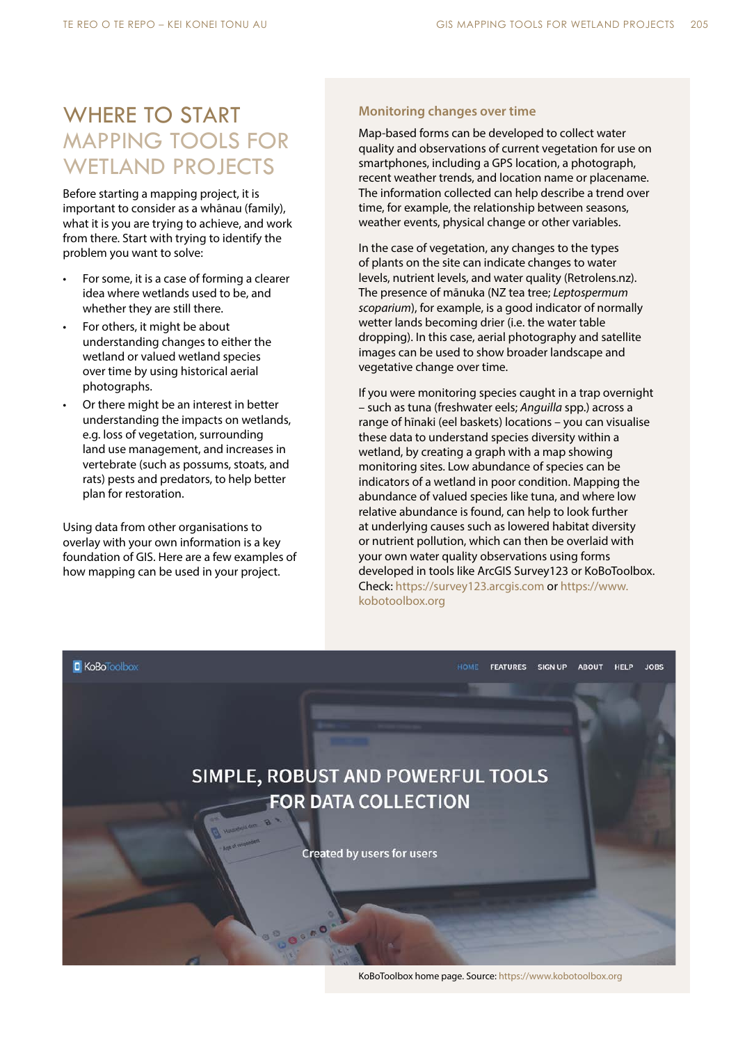# WHERE TO START MAPPING TOOLS FOR WETLAND PROJECTS

Before starting a mapping project, it is important to consider as a whānau (family), what it is you are trying to achieve, and work from there. Start with trying to identify the problem you want to solve:

- For some, it is a case of forming a clearer idea where wetlands used to be, and whether they are still there.
- For others, it might be about understanding changes to either the wetland or valued wetland species over time by using historical aerial photographs.
- Or there might be an interest in better understanding the impacts on wetlands, e.g. loss of vegetation, surrounding land use management, and increases in vertebrate (such as possums, stoats, and rats) pests and predators, to help better plan for restoration.

Using data from other organisations to overlay with your own information is a key foundation of GIS. Here are a few examples of how mapping can be used in your project.

### Monitoring changes over time

Map-based forms can be developed to collect water quality and observations of current vegetation for use on smartphones, including a GPS location, a photograph, recent weather trends, and location name or placename. The information collected can help describe a trend over time, for example, the relationship between seasons, weather events, physical change or other variables.

In the case of vegetation, any changes to the types of plants on the site can indicate changes to water levels, nutrient levels, and water quality (Retrolens.nz). The presence of mānuka (NZ tea tree; *Leptospermum scoparium*), for example, is a good indicator of normally wetter lands becoming drier (i.e. the water table dropping). In this case, aerial photography and satellite images can be used to show broader landscape and vegetative change over time.

If you were monitoring species caught in a trap overnight – such as tuna (freshwater eels; *Anguilla* spp.) across a range of hīnaki (eel baskets) locations – you can visualise these data to understand species diversity within a wetland, by creating a graph with a map showing monitoring sites. Low abundance of species can be indicators of a wetland in poor condition. Mapping the abundance of valued species like tuna, and where low relative abundance is found, can help to look further at underlying causes such as lowered habitat diversity or nutrient pollution, which can then be overlaid with your own water quality observations using forms developed in tools like ArcGIS Survey123 or KoBoToolbox. Check: https://survey123.arcgis.com or https://www.kobotoolbox.org

KoBoToolbox home page. Source: https://www.kobotoolbox.org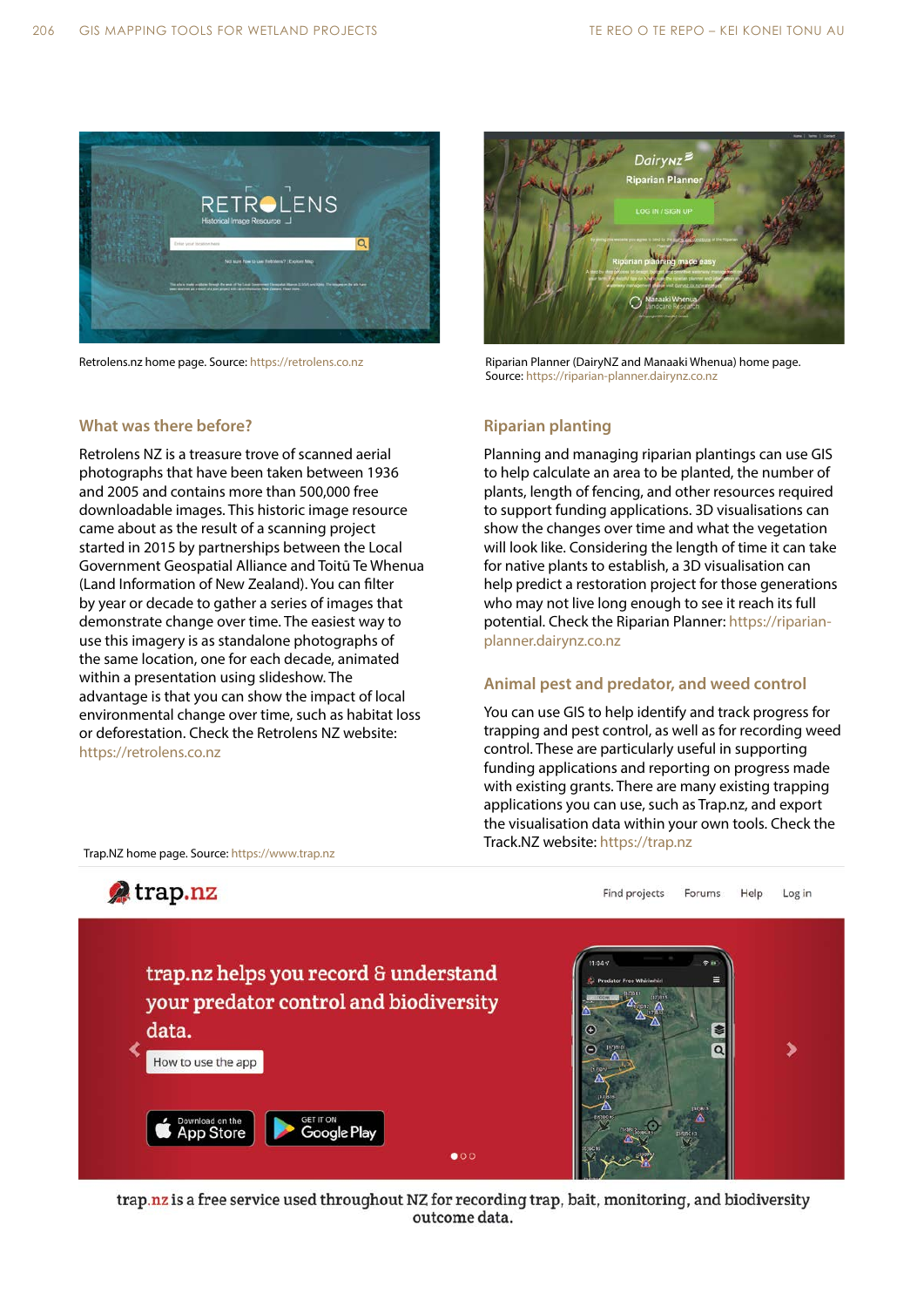Retrolens.nz home page. Source: https://retrolens.co.nz

Riparian Planner (DairyNZ and Manaaki Whenua) home page. Source: https://riparian-planner.dairynz.co.nz

## What was there before?

Retrolens NZ is a treasure trove of scanned aerial photographs that have been taken between 1936 and 2005 and contains more than 500,000 free downloadable images. This historic image resource came about as the result of a scanning project started in 2015 by partnerships between the Local Government Geospatial Alliance and Toitū Te Whenua (Land Information of New Zealand). You can filter by year or decade to gather a series of images that demonstrate change over time. The easiest way to use this imagery is as standalone photographs of the same location, one for each decade, animated within a presentation using slideshow. The advantage is that you can show the impact of local environmental change over time, such as habitat loss or deforestation. Check the Retrolens NZ website: https://retrolens.co.nz

## Riparian planting

Planning and managing riparian plantings can use GIS to help calculate an area to be planted, the number of plants, length of fencing, and other resources required to support funding applications. 3D visualisations can show the changes over time and what the vegetation will look like. Considering the length of time it can take for native plants to establish, a 3D visualisation can help predict a restoration project for those generations who may not live long enough to see it reach its full potential. Check the Riparian Planner: https://riparian-planner.dairynz.co.nz

## Animal pest and predator, and weed control

You can use GIS to help identify and track progress for trapping and pest control, as well as for recording weed control. These are particularly useful in supporting funding applications and reporting on progress made with existing grants. There are many existing trapping applications you can use, such as Trap.nz, and export the visualisation data within your own tools. Check the Track.NZ website: https://trap.nz

Trap.NZ home page. Source: https://www.trap.nz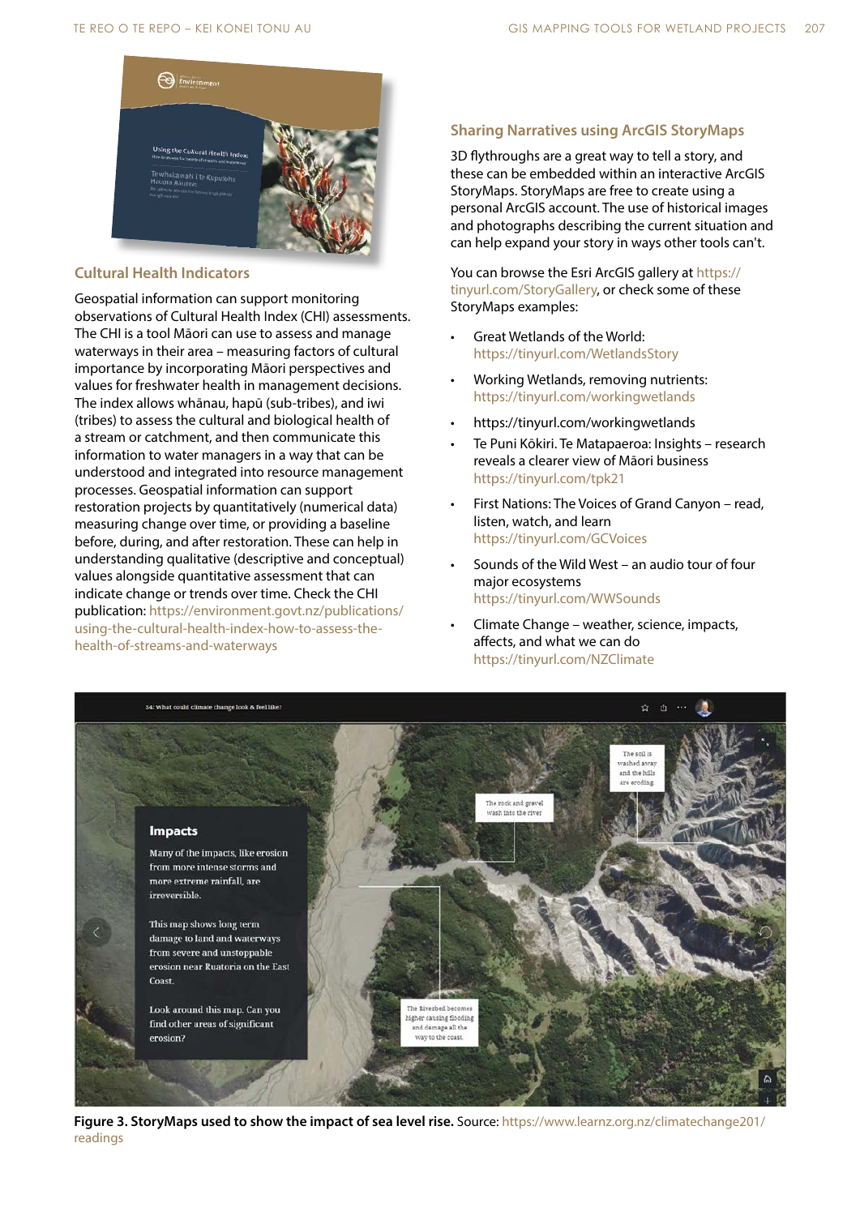## Cultural Health Indicators

Geospatial information can support monitoring observations of Cultural Health Index (CHI) assessments. The CHI is a tool Māori can use to assess and manage waterways in their area – measuring factors of cultural importance by incorporating Māori perspectives and values for freshwater health in management decisions. The index allows whānau, hapū (sub-tribes), and iwi (tribes) to assess the cultural and biological health of a stream or catchment, and then communicate this information to water managers in a way that can be understood and integrated into resource management processes. Geospatial information can support restoration projects by quantitatively (numerical data) measuring change over time, or providing a baseline before, during, and after restoration. These can help in understanding qualitative (descriptive and conceptual) values alongside quantitative assessment that can indicate change or trends over time. Check the CHI publication: https://environment.govt.nz/publications/using-the-cultural-health-index-how-to-assess-the-health-of-streams-and-waterways

## Sharing Narratives using ArcGIS StoryMaps

3D flythroughs are a great way to tell a story, and these can be embedded within an interactive ArcGIS StoryMaps. StoryMaps are free to create using a personal ArcGIS account. The use of historical images and photographs describing the current situation and can help expand your story in ways other tools can't.

You can browse the Esri ArcGIS gallery at https://tinyurl.com/StoryGallery, or check some of these StoryMaps examples:

- Great Wetlands of the World: https://tinyurl.com/WetlandsStory
- Working Wetlands, removing nutrients: https://tinyurl.com/workingwetlands
- https://tinyurl.com/workingwetlands
- Te Puni Kōkiri. Te Matapaeroa: Insights – research reveals a clearer view of Māori business https://tinyurl.com/tpk21
- First Nations: The Voices of Grand Canyon – read, listen, watch, and learn https://tinyurl.com/GCVoices
- Sounds of the Wild West – an audio tour of four major ecosystems https://tinyurl.com/WWSounds
- Climate Change – weather, science, impacts, affects, and what we can do https://tinyurl.com/NZClimate

**Figure 3. StoryMaps used to show the impact of sea level rise.** Source: https://www.learnz.org.nz/climatechange201/readings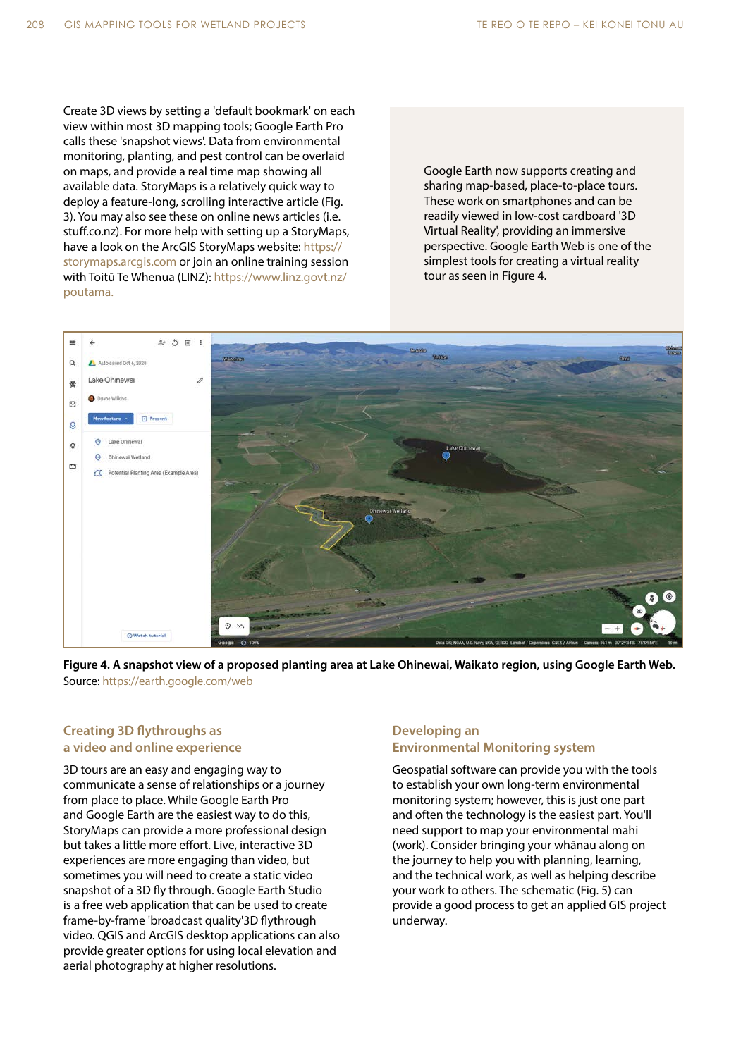Create 3D views by setting a 'default bookmark' on each view within most 3D mapping tools; Google Earth Pro calls these 'snapshot views'. Data from environmental monitoring, planting, and pest control can be overlaid on maps, and provide a real time map showing all available data. StoryMaps is a relatively quick way to deploy a feature-long, scrolling interactive article (Fig. 3). You may also see these on online news articles (i.e. stuff.co.nz). For more help with setting up a StoryMaps, have a look on the ArcGIS StoryMaps website: https://storymaps.arcgis.com or join an online training session with Toitū Te Whenua (LINZ): https://www.linz.govt.nz/poutama.

Google Earth now supports creating and sharing map-based, place-to-place tours. These work on smartphones and can be readily viewed in low-cost cardboard '3D Virtual Reality', providing an immersive perspective. Google Earth Web is one of the simplest tools for creating a virtual reality tour as seen in Figure 4.

**Figure 4. A snapshot view of a proposed planting area at Lake Ohinewai, Waikato region, using Google Earth Web.** Source: https://earth.google.com/web

## Creating 3D flythroughs as a video and online experience

3D tours are an easy and engaging way to communicate a sense of relationships or a journey from place to place. While Google Earth Pro and Google Earth are the easiest way to do this, StoryMaps can provide a more professional design but takes a little more effort. Live, interactive 3D experiences are more engaging than video, but sometimes you will need to create a static video snapshot of a 3D fly through. Google Earth Studio is a free web application that can be used to create frame-by-frame 'broadcast quality'3D flythrough video. QGIS and ArcGIS desktop applications can also provide greater options for using local elevation and aerial photography at higher resolutions.

## Developing an Environmental Monitoring system

Geospatial software can provide you with the tools to establish your own long-term environmental monitoring system; however, this is just one part and often the technology is the easiest part. You'll need support to map your environmental mahi (work). Consider bringing your whānau along on the journey to help you with planning, learning, and the technical work, as well as helping describe your work to others. The schematic (Fig. 5) can provide a good process to get an applied GIS project underway.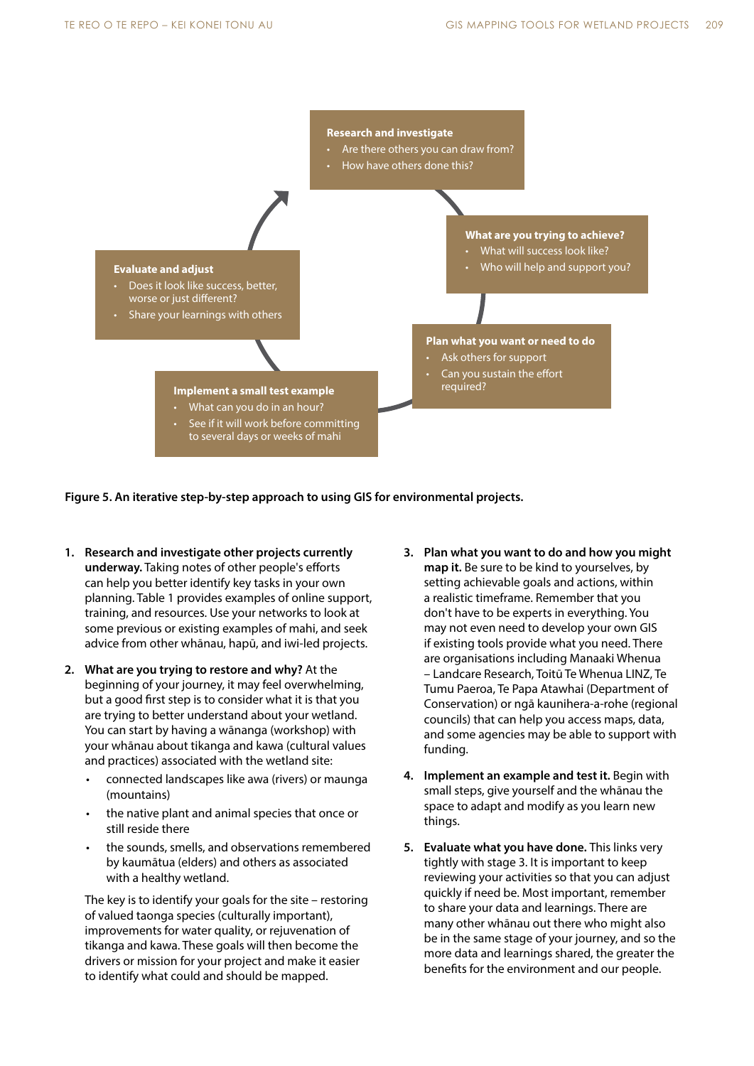**Research and investigate**
- Are there others you can draw from?
- How have others done this?

**What are you trying to achieve?**
- What will success look like?
- Who will help and support you?

**Plan what you want or need to do**
- Ask others for support
- Can you sustain the effort required?

**Implement a small test example**
- What can you do in an hour?
- See if it will work before committing to several days or weeks of mahi

**Evaluate and adjust**
- Does it look like success, better, worse or just different?
- Share your learnings with others

**Figure 5. An iterative step-by-step approach to using GIS for environmental projects.**

1. **Research and investigate other projects currently underway.** Taking notes of other people's efforts can help you better identify key tasks in your own planning. Table 1 provides examples of online support, training, and resources. Use your networks to look at some previous or existing examples of mahi, and seek advice from other whānau, hapū, and iwi-led projects.

2. **What are you trying to restore and why?** At the beginning of your journey, it may feel overwhelming, but a good first step is to consider what it is that you are trying to better understand about your wetland. You can start by having a wānanga (workshop) with your whānau about tikanga and kawa (cultural values and practices) associated with the wetland site:
   - connected landscapes like awa (rivers) or maunga (mountains)
   - the native plant and animal species that once or still reside there
   - the sounds, smells, and observations remembered by kaumātua (elders) and others as associated with a healthy wetland.

   The key is to identify your goals for the site – restoring of valued taonga species (culturally important), improvements for water quality, or rejuvenation of tikanga and kawa. These goals will then become the drivers or mission for your project and make it easier to identify what could and should be mapped.

3. **Plan what you want to do and how you might map it.** Be sure to be kind to yourselves, by setting achievable goals and actions, within a realistic timeframe. Remember that you don't have to be experts in everything. You may not even need to develop your own GIS if existing tools provide what you need. There are organisations including Manaaki Whenua – Landcare Research, Toitū Te Whenua LINZ, Te Tumu Paeroa, Te Papa Atawhai (Department of Conservation) or ngā kaunihera-a-rohe (regional councils) that can help you access maps, data, and some agencies may be able to support with funding.

4. **Implement an example and test it.** Begin with small steps, give yourself and the whānau the space to adapt and modify as you learn new things.

5. **Evaluate what you have done.** This links very tightly with stage 3. It is important to keep reviewing your activities so that you can adjust quickly if need be. Most important, remember to share your data and learnings. There are many other whānau out there who might also be in the same stage of your journey, and so the more data and learnings shared, the greater the benefits for the environment and our people.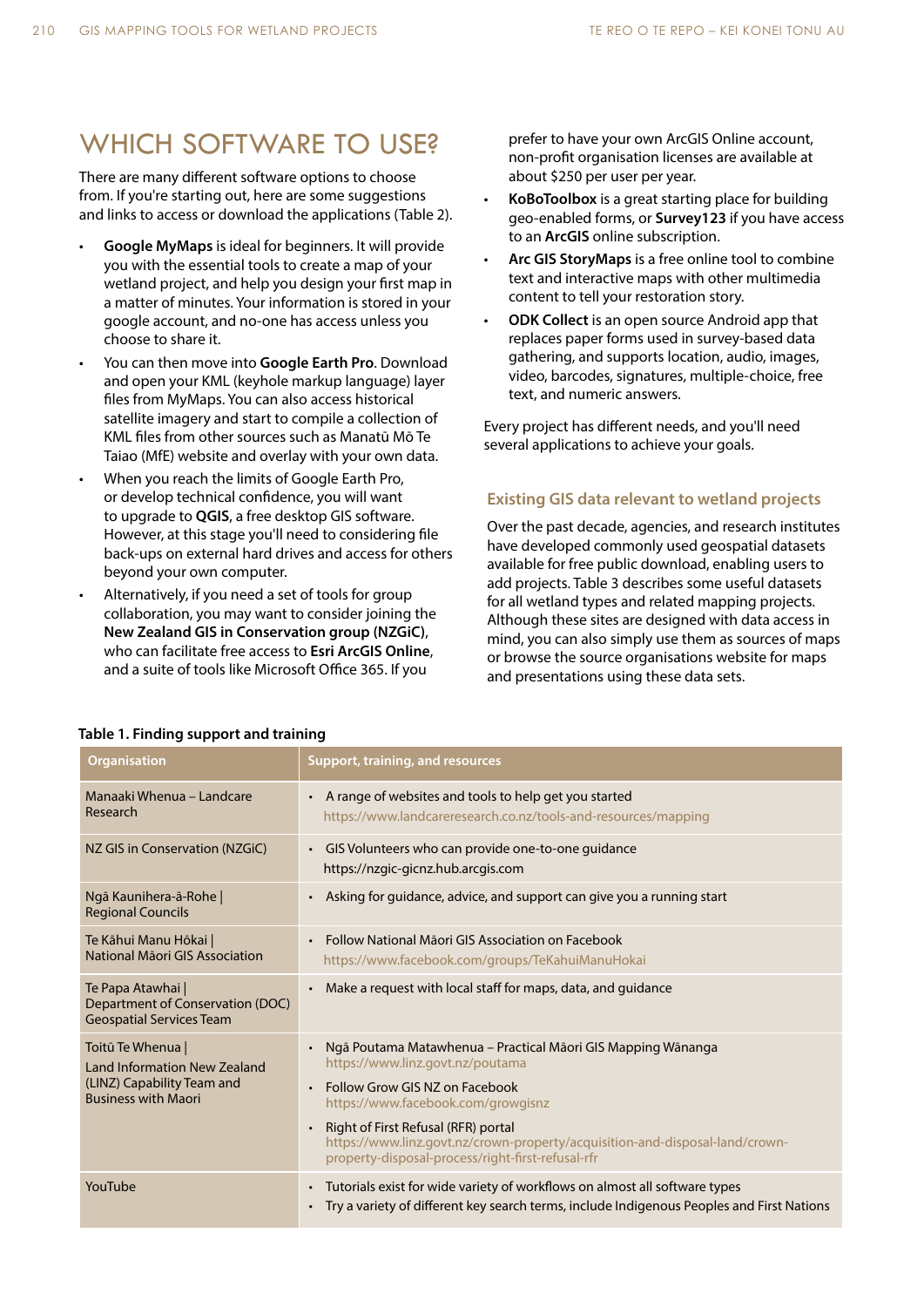# WHICH SOFTWARE TO USE?

There are many different software options to choose from. If you're starting out, here are some suggestions and links to access or download the applications (Table 2).

- **Google MyMaps** is ideal for beginners. It will provide you with the essential tools to create a map of your wetland project, and help you design your first map in a matter of minutes. Your information is stored in your google account, and no-one has access unless you choose to share it.
- You can then move into **Google Earth Pro**. Download and open your KML (keyhole markup language) layer files from MyMaps. You can also access historical satellite imagery and start to compile a collection of KML files from other sources such as Manatū Mō Te Taiao (MfE) website and overlay with your own data.
- When you reach the limits of Google Earth Pro, or develop technical confidence, you will want to upgrade to **QGIS**, a free desktop GIS software. However, at this stage you'll need to considering file back-ups on external hard drives and access for others beyond your own computer.
- Alternatively, if you need a set of tools for group collaboration, you may want to consider joining the **New Zealand GIS in Conservation group (NZGiC)**, who can facilitate free access to **Esri ArcGIS Online**, and a suite of tools like Microsoft Office 365. If you prefer to have your own ArcGIS Online account, non-profit organisation licenses are available at about $250 per user per year.
- **KoBoToolbox** is a great starting place for building geo-enabled forms, or **Survey123** if you have access to an **ArcGIS** online subscription.
- **Arc GIS StoryMaps** is a free online tool to combine text and interactive maps with other multimedia content to tell your restoration story.
- **ODK Collect** is an open source Android app that replaces paper forms used in survey-based data gathering, and supports location, audio, images, video, barcodes, signatures, multiple-choice, free text, and numeric answers.

Every project has different needs, and you'll need several applications to achieve your goals.

### Existing GIS data relevant to wetland projects

Over the past decade, agencies, and research institutes have developed commonly used geospatial datasets available for free public download, enabling users to add projects. Table 3 describes some useful datasets for all wetland types and related mapping projects. Although these sites are designed with data access in mind, you can also simply use them as sources of maps or browse the source organisations website for maps and presentations using these data sets.

**Table 1. Finding support and training**

| Organisation | Support, training, and resources |
|---|---|
| Manaaki Whenua – Landcare Research | • A range of websites and tools to help get you started https://www.landcareresearch.co.nz/tools-and-resources/mapping |
| NZ GIS in Conservation (NZGiC) | • GIS Volunteers who can provide one-to-one guidance https://nzgic-gicnz.hub.arcgis.com |
| Ngā Kaunihera-ā-Rohe \| Regional Councils | • Asking for guidance, advice, and support can give you a running start |
| Te Kāhui Manu Hōkai \| National Māori GIS Association | • Follow National Māori GIS Association on Facebook https://www.facebook.com/groups/TeKahuiManuHokai |
| Te Papa Atawhai \| Department of Conservation (DOC) Geospatial Services Team | • Make a request with local staff for maps, data, and guidance |
| Toitū Te Whenua \| Land Information New Zealand (LINZ) Capability Team and Business with Maori | • Ngā Poutama Matawhenua – Practical Māori GIS Mapping Wānanga https://www.linz.govt.nz/poutama<br>• Follow Grow GIS NZ on Facebook https://www.facebook.com/growgisnz<br>• Right of First Refusal (RFR) portal https://www.linz.govt.nz/crown-property/acquisition-and-disposal-land/crown-property-disposal-process/right-first-refusal-rfr |
| YouTube | • Tutorials exist for wide variety of workflows on almost all software types<br>• Try a variety of different key search terms, include Indigenous Peoples and First Nations |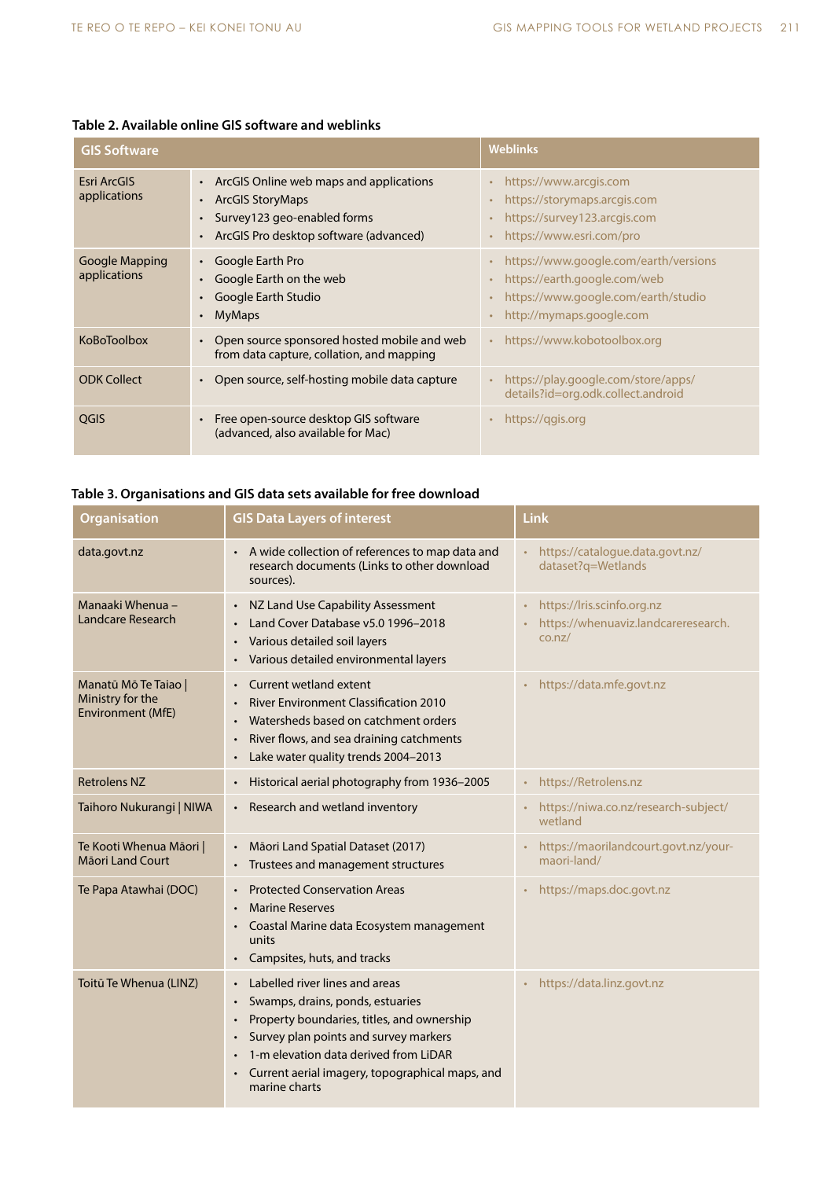**Table 2. Available online GIS software and weblinks**

| GIS Software | | Weblinks |
|---|---|---|
| Esri ArcGIS applications | • ArcGIS Online web maps and applications<br>• ArcGIS StoryMaps<br>• Survey123 geo-enabled forms<br>• ArcGIS Pro desktop software (advanced) | • https://www.arcgis.com<br>• https://storymaps.arcgis.com<br>• https://survey123.arcgis.com<br>• https://www.esri.com/pro |
| Google Mapping applications | • Google Earth Pro<br>• Google Earth on the web<br>• Google Earth Studio<br>• MyMaps | • https://www.google.com/earth/versions<br>• https://earth.google.com/web<br>• https://www.google.com/earth/studio<br>• http://mymaps.google.com |
| KoBoToolbox | • Open source sponsored hosted mobile and web from data capture, collation, and mapping | • https://www.kobotoolbox.org |
| ODK Collect | • Open source, self-hosting mobile data capture | • https://play.google.com/store/apps/details?id=org.odk.collect.android |
| QGIS | • Free open-source desktop GIS software (advanced, also available for Mac) | • https://qgis.org |

**Table 3. Organisations and GIS data sets available for free download**

| Organisation | GIS Data Layers of interest | Link |
|---|---|---|
| data.govt.nz | • A wide collection of references to map data and research documents (Links to other download sources). | • https://catalogue.data.govt.nz/dataset?q=Wetlands |
| Manaaki Whenua – Landcare Research | • NZ Land Use Capability Assessment<br>• Land Cover Database v5.0 1996–2018<br>• Various detailed soil layers<br>• Various detailed environmental layers | • https://lris.scinfo.org.nz<br>• https://whenuaviz.landcareresearch.co.nz/ |
| Manatū Mō Te Taiao \| Ministry for the Environment (MfE) | • Current wetland extent<br>• River Environment Classification 2010<br>• Watersheds based on catchment orders<br>• River flows, and sea draining catchments<br>• Lake water quality trends 2004–2013 | • https://data.mfe.govt.nz |
| Retrolens NZ | • Historical aerial photography from 1936–2005 | • https://Retrolens.nz |
| Taihoro Nukurangi \| NIWA | • Research and wetland inventory | • https://niwa.co.nz/research-subject/wetland |
| Te Kooti Whenua Māori \| Māori Land Court | • Māori Land Spatial Dataset (2017)<br>• Trustees and management structures | • https://maorilandcourt.govt.nz/your-maori-land/ |
| Te Papa Atawhai (DOC) | • Protected Conservation Areas<br>• Marine Reserves<br>• Coastal Marine data Ecosystem management units<br>• Campsites, huts, and tracks | • https://maps.doc.govt.nz |
| Toitū Te Whenua (LINZ) | • Labelled river lines and areas<br>• Swamps, drains, ponds, estuaries<br>• Property boundaries, titles, and ownership<br>• Survey plan points and survey markers<br>• 1-m elevation data derived from LiDAR<br>• Current aerial imagery, topographical maps, and marine charts | • https://data.linz.govt.nz |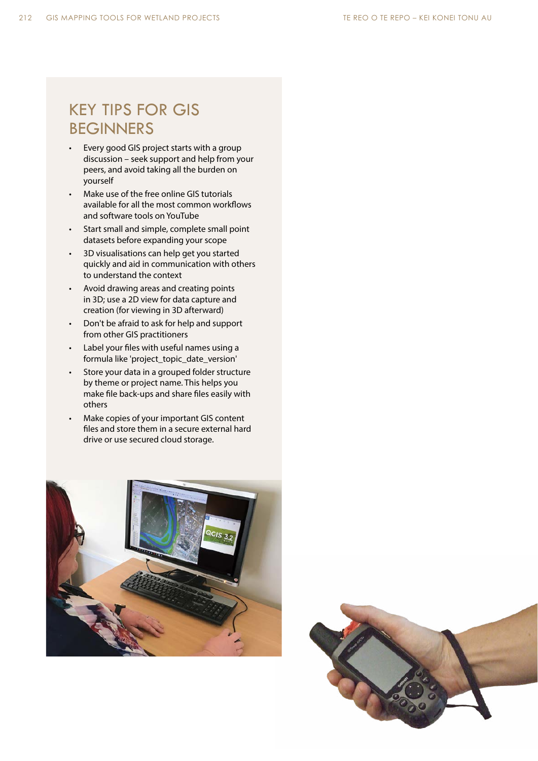## KEY TIPS FOR GIS BEGINNERS

- Every good GIS project starts with a group discussion – seek support and help from your peers, and avoid taking all the burden on yourself
- Make use of the free online GIS tutorials available for all the most common workflows and software tools on YouTube
- Start small and simple, complete small point datasets before expanding your scope
- 3D visualisations can help get you started quickly and aid in communication with others to understand the context
- Avoid drawing areas and creating points in 3D; use a 2D view for data capture and creation (for viewing in 3D afterward)
- Don't be afraid to ask for help and support from other GIS practitioners
- Label your files with useful names using a formula like 'project_topic_date_version'
- Store your data in a grouped folder structure by theme or project name. This helps you make file back-ups and share files easily with others
- Make copies of your important GIS content files and store them in a secure external hard drive or use secured cloud storage.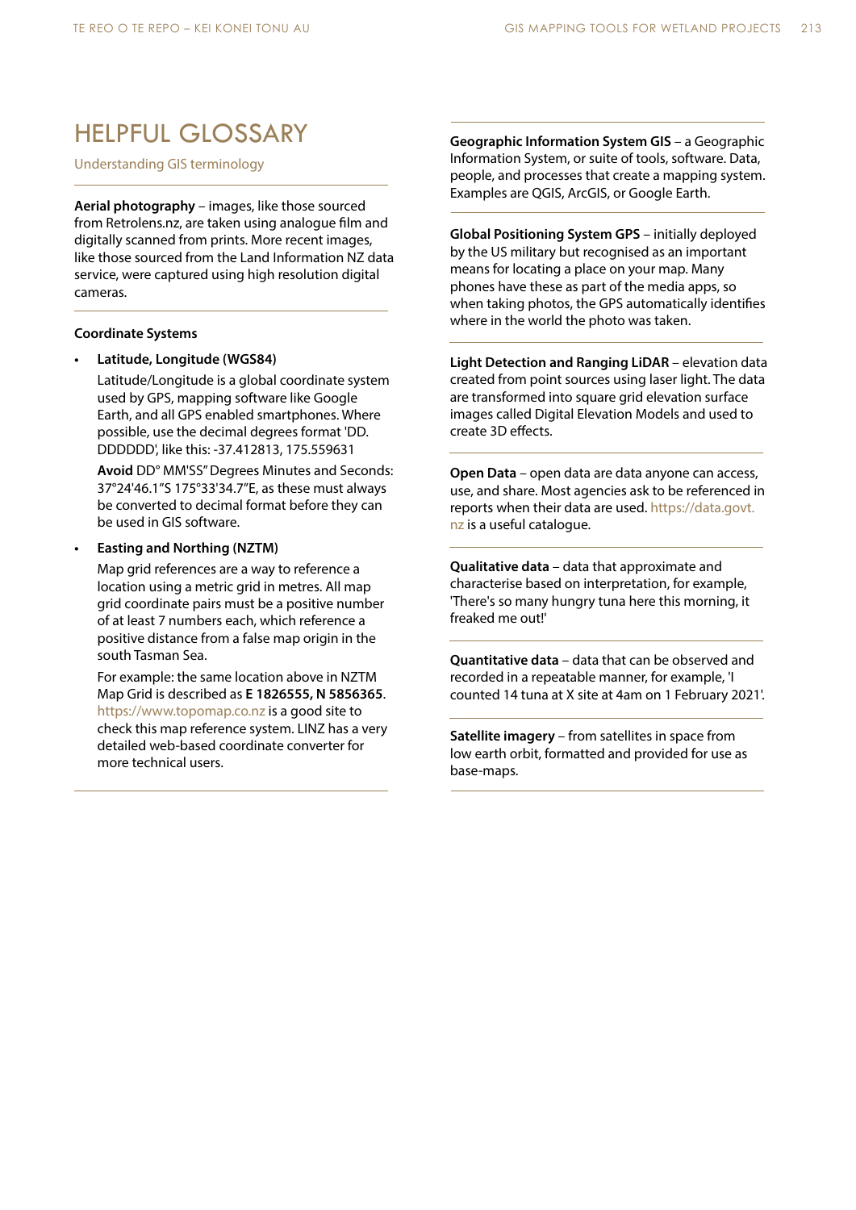# HELPFUL GLOSSARY

Understanding GIS terminology

**Aerial photography** – images, like those sourced from Retrolens.nz, are taken using analogue film and digitally scanned from prints. More recent images, like those sourced from the Land Information NZ data service, were captured using high resolution digital cameras.

**Coordinate Systems**

- **Latitude, Longitude (WGS84)**

  Latitude/Longitude is a global coordinate system used by GPS, mapping software like Google Earth, and all GPS enabled smartphones. Where possible, use the decimal degrees format 'DD. DDDDDD', like this: -37.412813, 175.559631

  **Avoid** DD° MM'SS" Degrees Minutes and Seconds: 37°24'46.1"S 175°33'34.7"E, as these must always be converted to decimal format before they can be used in GIS software.

- **Easting and Northing (NZTM)**

  Map grid references are a way to reference a location using a metric grid in metres. All map grid coordinate pairs must be a positive number of at least 7 numbers each, which reference a positive distance from a false map origin in the south Tasman Sea.

  For example: the same location above in NZTM Map Grid is described as **E 1826555, N 5856365**. https://www.topomap.co.nz is a good site to check this map reference system. LINZ has a very detailed web-based coordinate converter for more technical users.

**Geographic Information System GIS** – a Geographic Information System, or suite of tools, software. Data, people, and processes that create a mapping system. Examples are QGIS, ArcGIS, or Google Earth.

**Global Positioning System GPS** – initially deployed by the US military but recognised as an important means for locating a place on your map. Many phones have these as part of the media apps, so when taking photos, the GPS automatically identifies where in the world the photo was taken.

**Light Detection and Ranging LiDAR** – elevation data created from point sources using laser light. The data are transformed into square grid elevation surface images called Digital Elevation Models and used to create 3D effects.

**Open Data** – open data are data anyone can access, use, and share. Most agencies ask to be referenced in reports when their data are used. https://data.govt.nz is a useful catalogue.

**Qualitative data** – data that approximate and characterise based on interpretation, for example, 'There's so many hungry tuna here this morning, it freaked me out!'

**Quantitative data** – data that can be observed and recorded in a repeatable manner, for example, 'I counted 14 tuna at X site at 4am on 1 February 2021'.

**Satellite imagery** – from satellites in space from low earth orbit, formatted and provided for use as base-maps.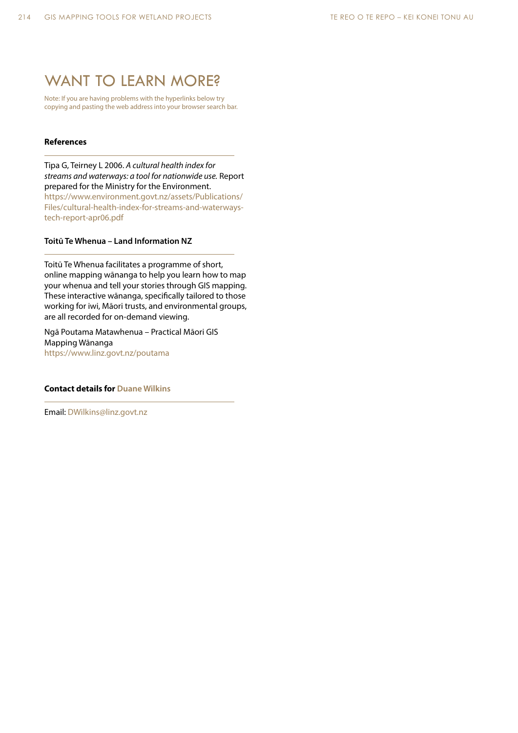# WANT TO LEARN MORE?

Note: If you are having problems with the hyperlinks below try copying and pasting the web address into your browser search bar.

**References**

Tipa G, Teirney L 2006. *A cultural health index for streams and waterways: a tool for nationwide use.* Report prepared for the Ministry for the Environment.
https://www.environment.govt.nz/assets/Publications/Files/cultural-health-index-for-streams-and-waterways-tech-report-apr06.pdf

**Toitū Te Whenua – Land Information NZ**

Toitū Te Whenua facilitates a programme of short, online mapping wānanga to help you learn how to map your whenua and tell your stories through GIS mapping. These interactive wānanga, specifically tailored to those working for iwi, Māori trusts, and environmental groups, are all recorded for on-demand viewing.

Ngā Poutama Matawhenua – Practical Māori GIS Mapping Wānanga
https://www.linz.govt.nz/poutama

**Contact details for Duane Wilkins**

Email: DWilkins@linz.govt.nz